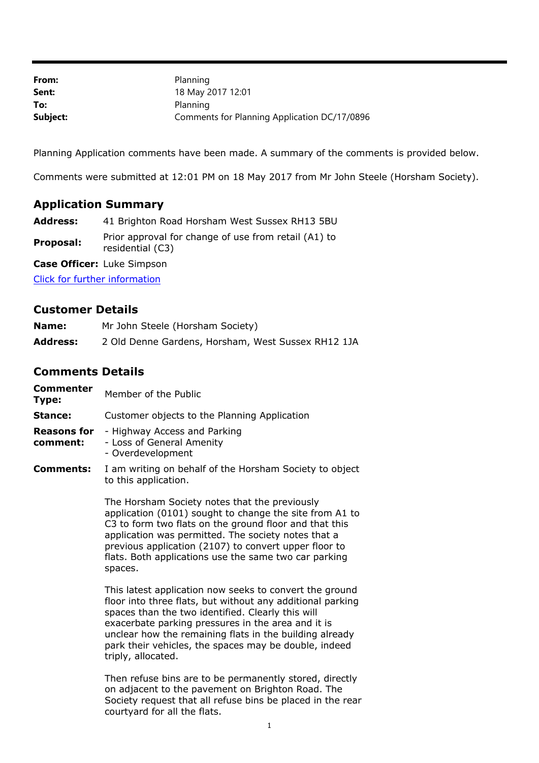| | |
|---|---|
| **From:** | Planning |
| **Sent:** | 18 May 2017 12:01 |
| **To:** | Planning |
| **Subject:** | Comments for Planning Application DC/17/0896 |

Planning Application comments have been made. A summary of the comments is provided below.

Comments were submitted at 12:01 PM on 18 May 2017 from Mr John Steele (Horsham Society).

## Application Summary

**Address:** 41 Brighton Road Horsham West Sussex RH13 5BU

**Proposal:** Prior approval for change of use from retail (A1) to residential (C3)

**Case Officer:** Luke Simpson

Click for further information

## Customer Details

**Name:** Mr John Steele (Horsham Society)

**Address:** 2 Old Denne Gardens, Horsham, West Sussex RH12 1JA

## Comments Details

**Commenter Type:** Member of the Public

**Stance:** Customer objects to the Planning Application

**Reasons for comment:**
- Highway Access and Parking
- Loss of General Amenity
- Overdevelopment

**Comments:** I am writing on behalf of the Horsham Society to object to this application.

The Horsham Society notes that the previously application (0101) sought to change the site from A1 to C3 to form two flats on the ground floor and that this application was permitted. The society notes that a previous application (2107) to convert upper floor to flats. Both applications use the same two car parking spaces.

This latest application now seeks to convert the ground floor into three flats, but without any additional parking spaces than the two identified. Clearly this will exacerbate parking pressures in the area and it is unclear how the remaining flats in the building already park their vehicles, the spaces may be double, indeed triply, allocated.

Then refuse bins are to be permanently stored, directly on adjacent to the pavement on Brighton Road. The Society request that all refuse bins be placed in the rear courtyard for all the flats.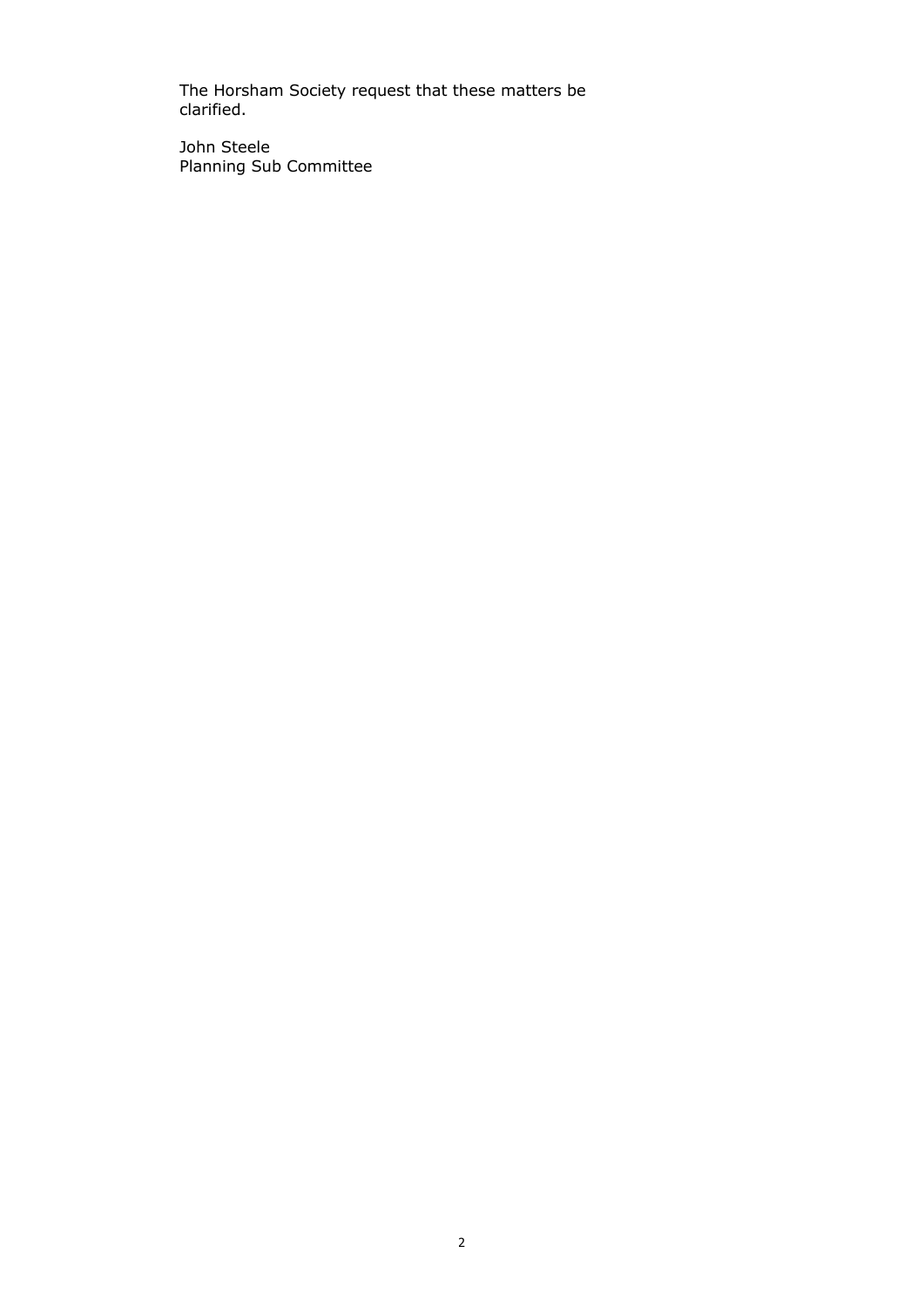The Horsham Society request that these matters be clarified.

John Steele
Planning Sub Committee